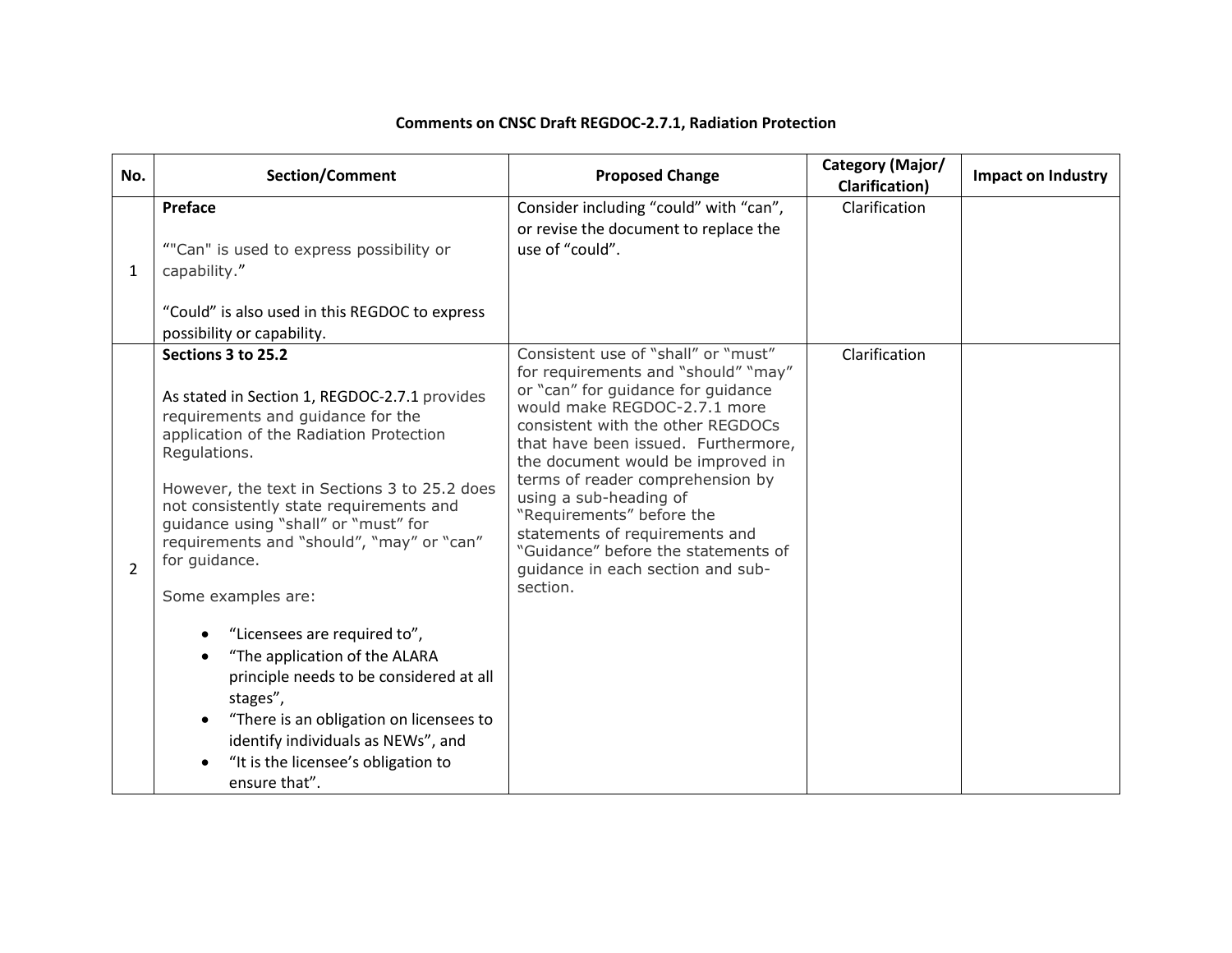**Comments on CNSC Draft REGDOC-2.7.1, Radiation Protection**

| No. | Section/Comment | Proposed Change | Category (Major/ Clarification) | Impact on Industry |
|---|---|---|---|---|
| 1 | **Preface**<br><br>“"Can" is used to express possibility or capability.”<br><br>“Could” is also used in this REGDOC to express possibility or capability. | Consider including “could” with “can”, or revise the document to replace the use of “could”. | Clarification | |
| 2 | **Sections 3 to 25.2**<br><br>As stated in Section 1, REGDOC-2.7.1 provides requirements and guidance for the application of the Radiation Protection Regulations.<br><br>However, the text in Sections 3 to 25.2 does not consistently state requirements and guidance using “shall” or “must” for requirements and “should”, “may” or “can” for guidance.<br><br>Some examples are:<br><br>• “Licensees are required to”,<br>• “The application of the ALARA principle needs to be considered at all stages”,<br>• “There is an obligation on licensees to identify individuals as NEWs”, and<br>• “It is the licensee’s obligation to ensure that”. | Consistent use of “shall” or “must” for requirements and “should” “may” or “can” for guidance for guidance would make REGDOC-2.7.1 more consistent with the other REGDOCs that have been issued. Furthermore, the document would be improved in terms of reader comprehension by using a sub-heading of “Requirements” before the statements of requirements and “Guidance” before the statements of guidance in each section and sub-section. | Clarification | |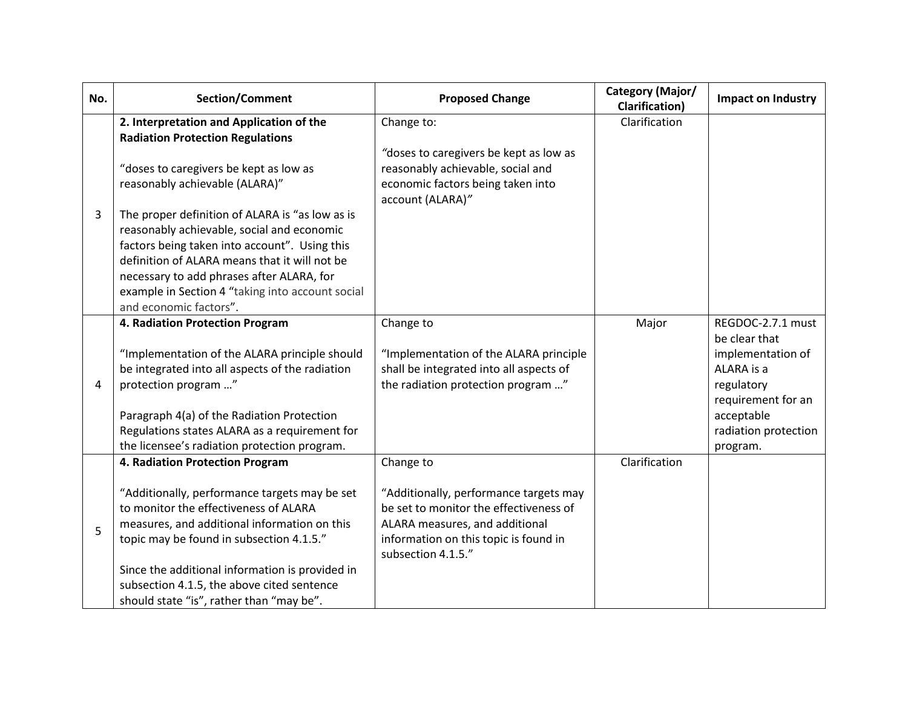| No. | Section/Comment | Proposed Change | Category (Major/ Clarification) | Impact on Industry |
|---|---|---|---|---|
| 3 | **2. Interpretation and Application of the Radiation Protection Regulations**<br><br>“doses to caregivers be kept as low as reasonably achievable (ALARA)”<br><br>The proper definition of ALARA is “as low as is reasonably achievable, social and economic factors being taken into account”. Using this definition of ALARA means that it will not be necessary to add phrases after ALARA, for example in Section 4 “taking into account social and economic factors”. | Change to:<br><br>*“doses to caregivers be kept as low as reasonably achievable, social and economic factors being taken into account (ALARA)”* | Clarification | |
| 4 | **4. Radiation Protection Program**<br><br>“Implementation of the ALARA principle should be integrated into all aspects of the radiation protection program …”<br><br>Paragraph 4(a) of the Radiation Protection Regulations states ALARA as a requirement for the licensee’s radiation protection program. | Change to<br><br>“Implementation of the ALARA principle shall be integrated into all aspects of the radiation protection program …” | Major | REGDOC-2.7.1 must be clear that implementation of ALARA is a regulatory requirement for an acceptable radiation protection program. |
| 5 | **4. Radiation Protection Program**<br><br>“Additionally, performance targets may be set to monitor the effectiveness of ALARA measures, and additional information on this topic may be found in subsection 4.1.5.”<br><br>Since the additional information is provided in subsection 4.1.5, the above cited sentence should state “is”, rather than “may be”. | Change to<br><br>“Additionally, performance targets may be set to monitor the effectiveness of ALARA measures, and additional information on this topic is found in subsection 4.1.5.” | Clarification | |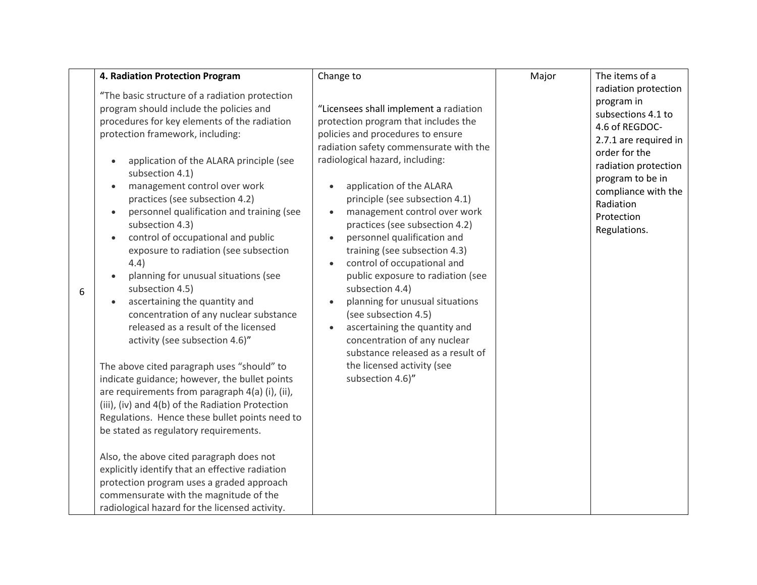| 6 | **4. Radiation Protection Program**<br><br>"The basic structure of a radiation protection program should include the policies and procedures for key elements of the radiation protection framework, including:<br><br>• application of the ALARA principle (see subsection 4.1)<br>• management control over work practices (see subsection 4.2)<br>• personnel qualification and training (see subsection 4.3)<br>• control of occupational and public exposure to radiation (see subsection 4.4)<br>• planning for unusual situations (see subsection 4.5)<br>• ascertaining the quantity and concentration of any nuclear substance released as a result of the licensed activity (see subsection 4.6)"<br><br>The above cited paragraph uses "should" to indicate guidance; however, the bullet points are requirements from paragraph 4(a) (i), (ii), (iii), (iv) and 4(b) of the Radiation Protection Regulations. Hence these bullet points need to be stated as regulatory requirements.<br><br>Also, the above cited paragraph does not explicitly identify that an effective radiation protection program uses a graded approach commensurate with the magnitude of the radiological hazard for the licensed activity. | Change to<br><br>"Licensees shall implement a radiation protection program that includes the policies and procedures to ensure radiation safety commensurate with the radiological hazard, including:<br><br>• application of the ALARA principle (see subsection 4.1)<br>• management control over work practices (see subsection 4.2)<br>• personnel qualification and training (see subsection 4.3)<br>• control of occupational and public exposure to radiation (see subsection 4.4)<br>• planning for unusual situations (see subsection 4.5)<br>• ascertaining the quantity and concentration of any nuclear substance released as a result of the licensed activity (see subsection 4.6)" | Major | The items of a radiation protection program in subsections 4.1 to 4.6 of REGDOC-2.7.1 are required in order for the radiation protection program to be in compliance with the Radiation Protection Regulations. |
|---|---|---|---|---|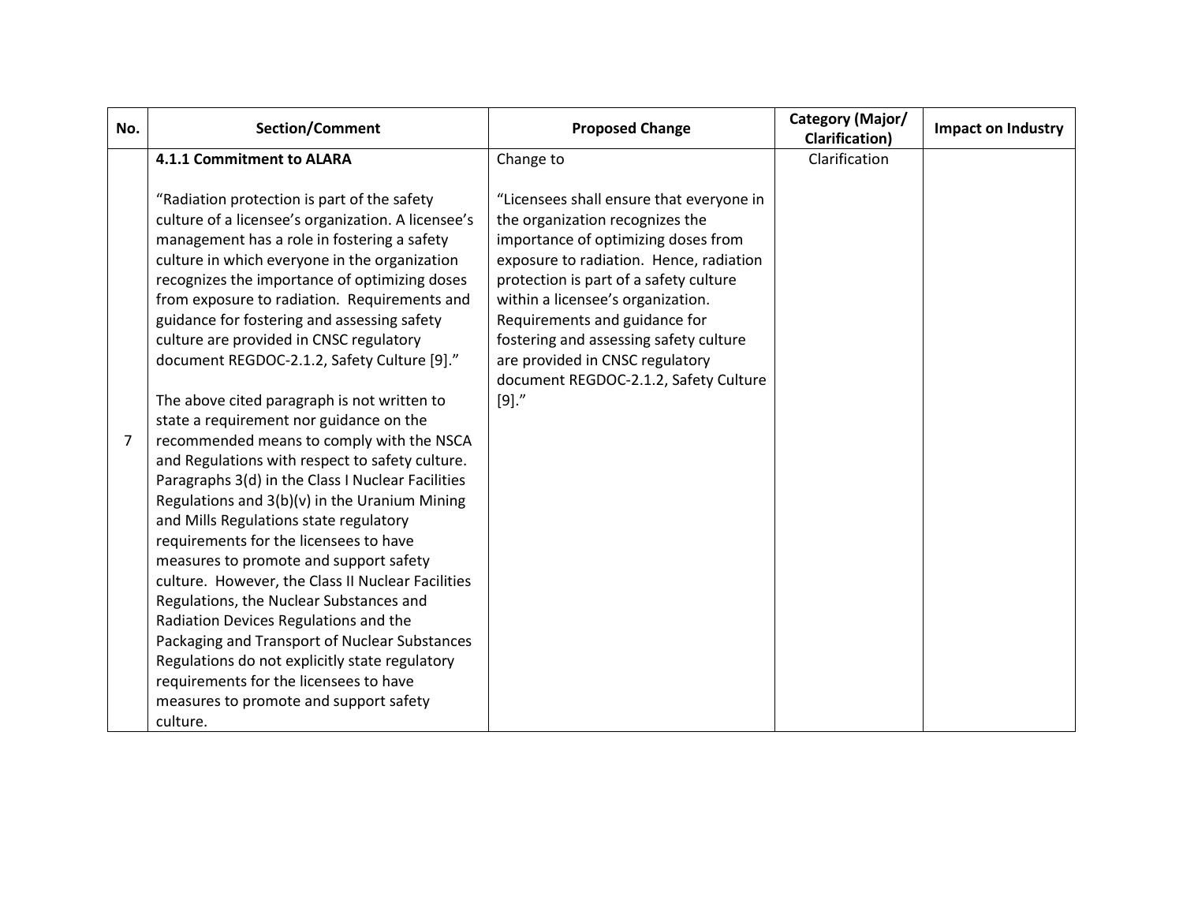| No. | Section/Comment | Proposed Change | Category (Major/ Clarification) | Impact on Industry |
|---|---|---|---|---|
| 7 | **4.1.1 Commitment to ALARA**<br><br>“Radiation protection is part of the safety culture of a licensee’s organization. A licensee’s management has a role in fostering a safety culture in which everyone in the organization recognizes the importance of optimizing doses from exposure to radiation. Requirements and guidance for fostering and assessing safety culture are provided in CNSC regulatory document REGDOC-2.1.2, Safety Culture [9].”<br><br>The above cited paragraph is not written to state a requirement nor guidance on the recommended means to comply with the NSCA and Regulations with respect to safety culture. Paragraphs 3(d) in the Class I Nuclear Facilities Regulations and 3(b)(v) in the Uranium Mining and Mills Regulations state regulatory requirements for the licensees to have measures to promote and support safety culture. However, the Class II Nuclear Facilities Regulations, the Nuclear Substances and Radiation Devices Regulations and the Packaging and Transport of Nuclear Substances Regulations do not explicitly state regulatory requirements for the licensees to have measures to promote and support safety culture. | Change to<br><br>“Licensees shall ensure that everyone in the organization recognizes the importance of optimizing doses from exposure to radiation. Hence, radiation protection is part of a safety culture within a licensee’s organization. Requirements and guidance for fostering and assessing safety culture are provided in CNSC regulatory document REGDOC-2.1.2, Safety Culture [9].” | Clarification | |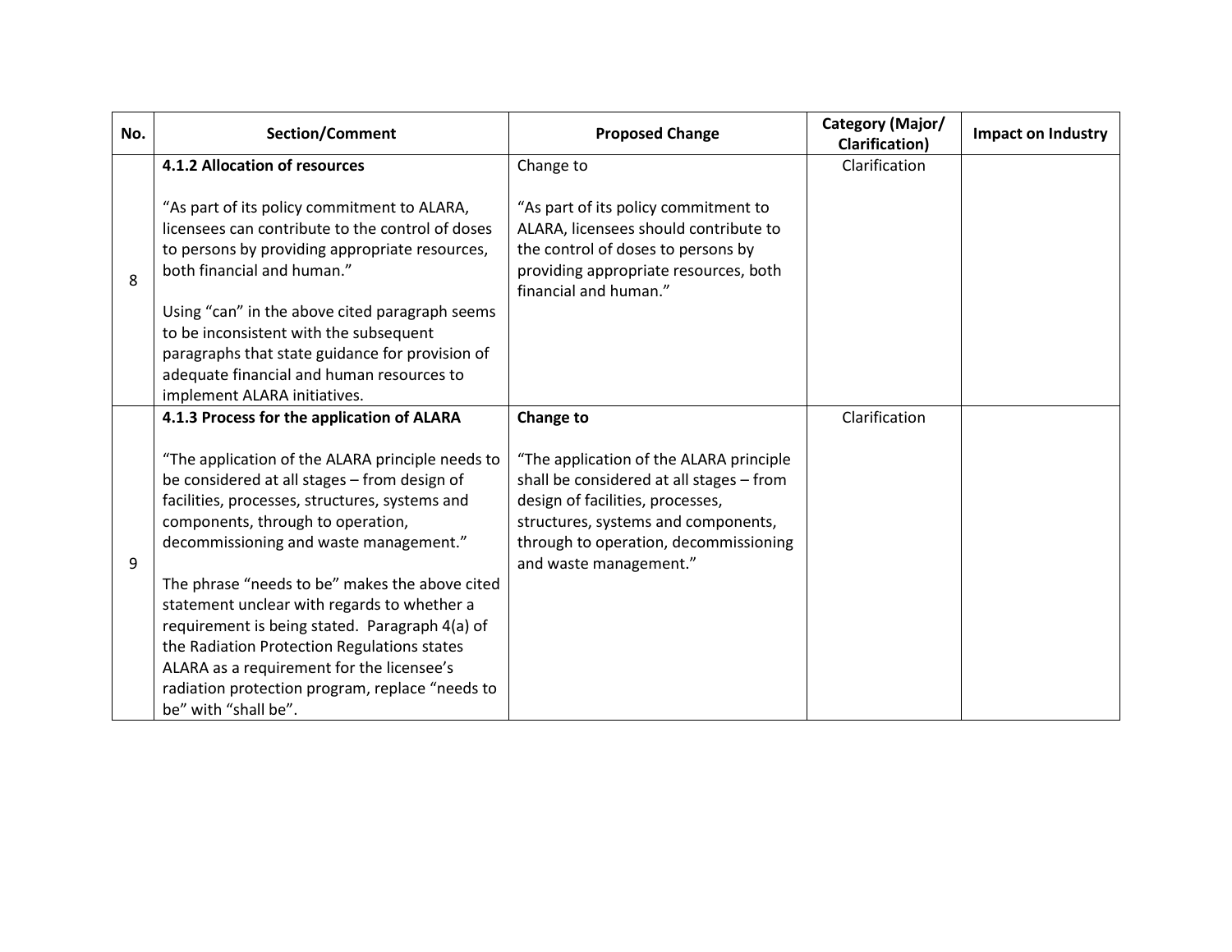| No. | Section/Comment | Proposed Change | Category (Major/ Clarification) | Impact on Industry |
|---|---|---|---|---|
| 8 | **4.1.2 Allocation of resources**<br><br>"As part of its policy commitment to ALARA, licensees can contribute to the control of doses to persons by providing appropriate resources, both financial and human."<br><br>Using "can" in the above cited paragraph seems to be inconsistent with the subsequent paragraphs that state guidance for provision of adequate financial and human resources to implement ALARA initiatives. | Change to<br><br>"As part of its policy commitment to ALARA, licensees should contribute to the control of doses to persons by providing appropriate resources, both financial and human." | Clarification | |
| 9 | **4.1.3 Process for the application of ALARA**<br><br>"The application of the ALARA principle needs to be considered at all stages – from design of facilities, processes, structures, systems and components, through to operation, decommissioning and waste management."<br><br>The phrase "needs to be" makes the above cited statement unclear with regards to whether a requirement is being stated. Paragraph 4(a) of the Radiation Protection Regulations states ALARA as a requirement for the licensee's radiation protection program, replace "needs to be" with "shall be". | **Change to**<br><br>"The application of the ALARA principle shall be considered at all stages – from design of facilities, processes, structures, systems and components, through to operation, decommissioning and waste management." | Clarification | |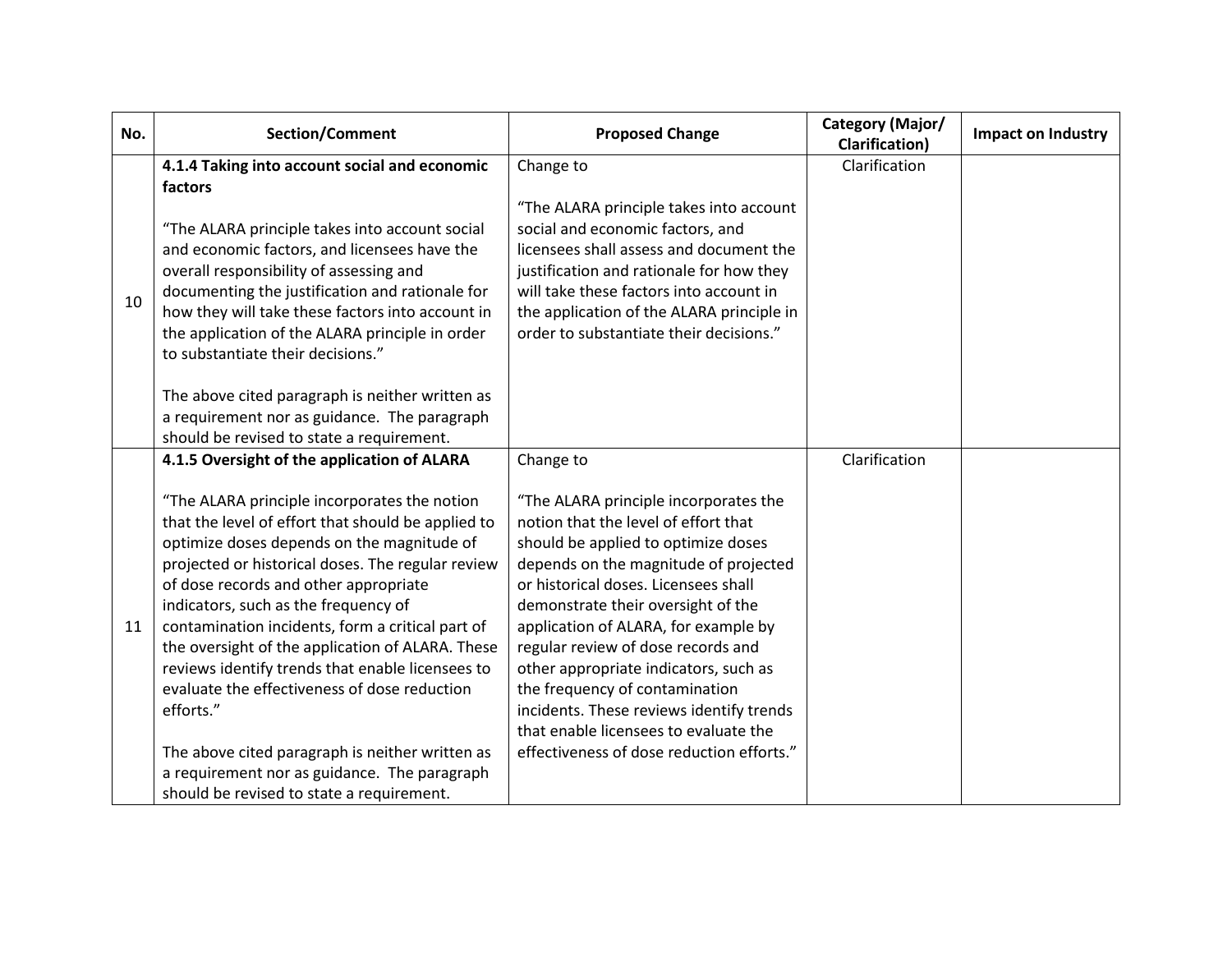| No. | Section/Comment | Proposed Change | Category (Major/ Clarification) | Impact on Industry |
|---|---|---|---|---|
| 10 | **4.1.4 Taking into account social and economic factors**<br><br>"The ALARA principle takes into account social and economic factors, and licensees have the overall responsibility of assessing and documenting the justification and rationale for how they will take these factors into account in the application of the ALARA principle in order to substantiate their decisions."<br><br>The above cited paragraph is neither written as a requirement nor as guidance. The paragraph should be revised to state a requirement. | Change to<br><br>"The ALARA principle takes into account social and economic factors, and licensees shall assess and document the justification and rationale for how they will take these factors into account in the application of the ALARA principle in order to substantiate their decisions." | Clarification | |
| 11 | **4.1.5 Oversight of the application of ALARA**<br><br>"The ALARA principle incorporates the notion that the level of effort that should be applied to optimize doses depends on the magnitude of projected or historical doses. The regular review of dose records and other appropriate indicators, such as the frequency of contamination incidents, form a critical part of the oversight of the application of ALARA. These reviews identify trends that enable licensees to evaluate the effectiveness of dose reduction efforts."<br><br>The above cited paragraph is neither written as a requirement nor as guidance. The paragraph should be revised to state a requirement. | Change to<br><br>"The ALARA principle incorporates the notion that the level of effort that should be applied to optimize doses depends on the magnitude of projected or historical doses. Licensees shall demonstrate their oversight of the application of ALARA, for example by regular review of dose records and other appropriate indicators, such as the frequency of contamination incidents. These reviews identify trends that enable licensees to evaluate the effectiveness of dose reduction efforts." | Clarification | |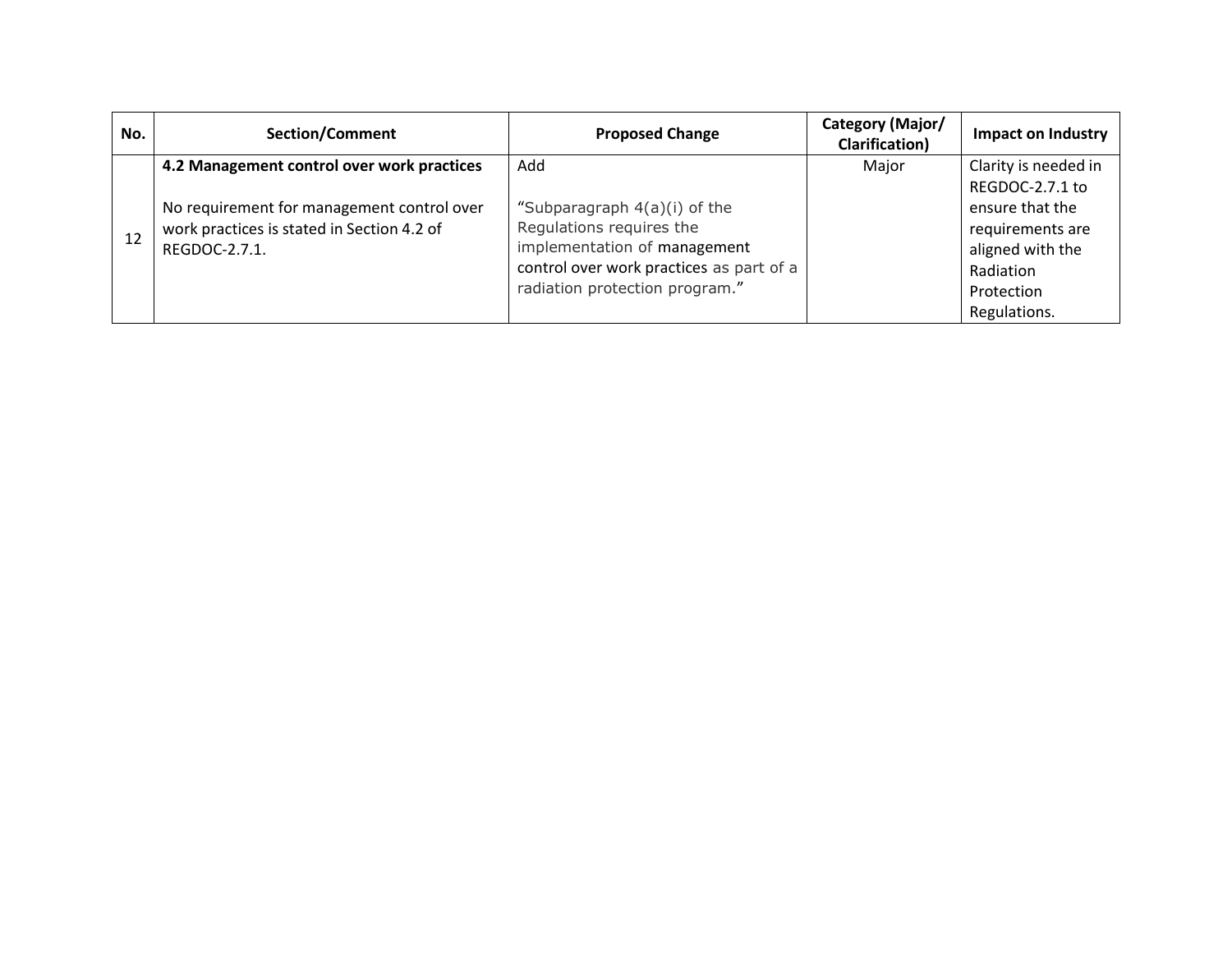| No. | Section/Comment | Proposed Change | Category (Major/ Clarification) | Impact on Industry |
|---|---|---|---|---|
| 12 | **4.2 Management control over work practices**<br><br>No requirement for management control over work practices is stated in Section 4.2 of REGDOC-2.7.1. | Add<br><br>"Subparagraph 4(a)(i) of the Regulations requires the implementation of management control over work practices as part of a radiation protection program." | Major | Clarity is needed in REGDOC-2.7.1 to ensure that the requirements are aligned with the Radiation Protection Regulations. |